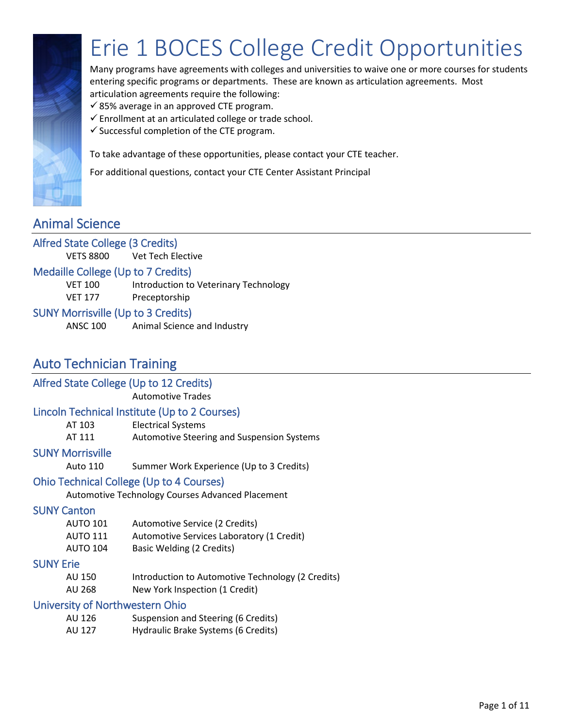# Erie 1 BOCES College Credit Opportunities

Many programs have agreements with colleges and universities to waive one or more courses for students entering specific programs or departments. These are known as articulation agreements. Most articulation agreements require the following:

- ✓ 85% average in an approved CTE program.
- ✓ Enrollment at an articulated college or trade school.
- ✓ Successful completion of the CTE program.

To take advantage of these opportunities, please contact your CTE teacher.

For additional questions, contact your CTE Center Assistant Principal

## Animal Science

### Alfred State College (3 Credits)

VETS 8800 Vet Tech Elective

### Medaille College (Up to 7 Credits)

VET 100 Introduction to Veterinary Technology
VET 177 Preceptorship

### SUNY Morrisville (Up to 3 Credits)

ANSC 100 Animal Science and Industry

## Auto Technician Training

### Alfred State College (Up to 12 Credits)

Automotive Trades

### Lincoln Technical Institute (Up to 2 Courses)

AT 103 Electrical Systems
AT 111 Automotive Steering and Suspension Systems

### SUNY Morrisville

Auto 110 Summer Work Experience (Up to 3 Credits)

### Ohio Technical College (Up to 4 Courses)

Automotive Technology Courses Advanced Placement

### SUNY Canton

AUTO 101 Automotive Service (2 Credits)
AUTO 111 Automotive Services Laboratory (1 Credit)
AUTO 104 Basic Welding (2 Credits)

### SUNY Erie

AU 150 Introduction to Automotive Technology (2 Credits)
AU 268 New York Inspection (1 Credit)

### University of Northwestern Ohio

AU 126 Suspension and Steering (6 Credits)
AU 127 Hydraulic Brake Systems (6 Credits)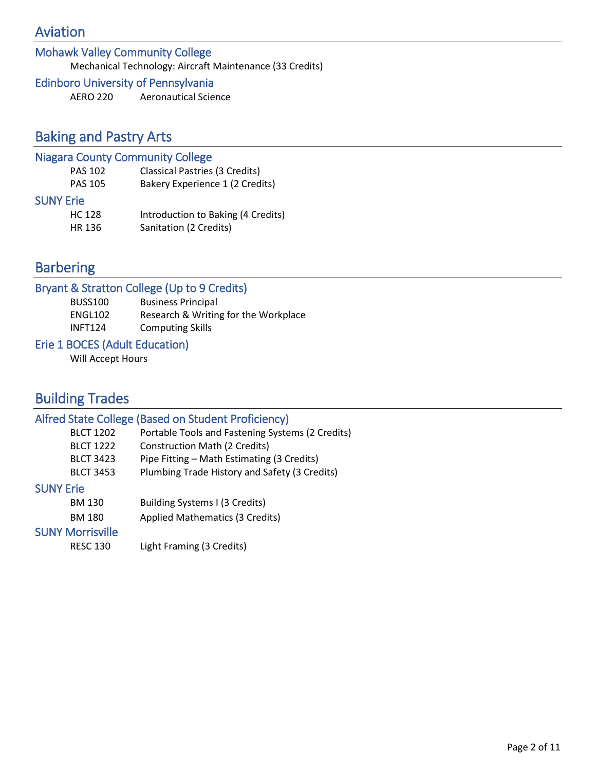# Aviation

## Mohawk Valley Community College

Mechanical Technology: Aircraft Maintenance (33 Credits)

## Edinboro University of Pennsylvania

| | |
|---|---|
| AERO 220 | Aeronautical Science |

# Baking and Pastry Arts

## Niagara County Community College

| | |
|---|---|
| PAS 102 | Classical Pastries (3 Credits) |
| PAS 105 | Bakery Experience 1 (2 Credits) |

## SUNY Erie

| | |
|---|---|
| HC 128 | Introduction to Baking (4 Credits) |
| HR 136 | Sanitation (2 Credits) |

# Barbering

## Bryant & Stratton College (Up to 9 Credits)

| | |
|---|---|
| BUSS100 | Business Principal |
| ENGL102 | Research & Writing for the Workplace |
| INFT124 | Computing Skills |

## Erie 1 BOCES (Adult Education)

Will Accept Hours

# Building Trades

## Alfred State College (Based on Student Proficiency)

| | |
|---|---|
| BLCT 1202 | Portable Tools and Fastening Systems (2 Credits) |
| BLCT 1222 | Construction Math (2 Credits) |
| BLCT 3423 | Pipe Fitting – Math Estimating (3 Credits) |
| BLCT 3453 | Plumbing Trade History and Safety (3 Credits) |

## SUNY Erie

| | |
|---|---|
| BM 130 | Building Systems I (3 Credits) |
| BM 180 | Applied Mathematics (3 Credits) |

## SUNY Morrisville

| | |
|---|---|
| RESC 130 | Light Framing (3 Credits) |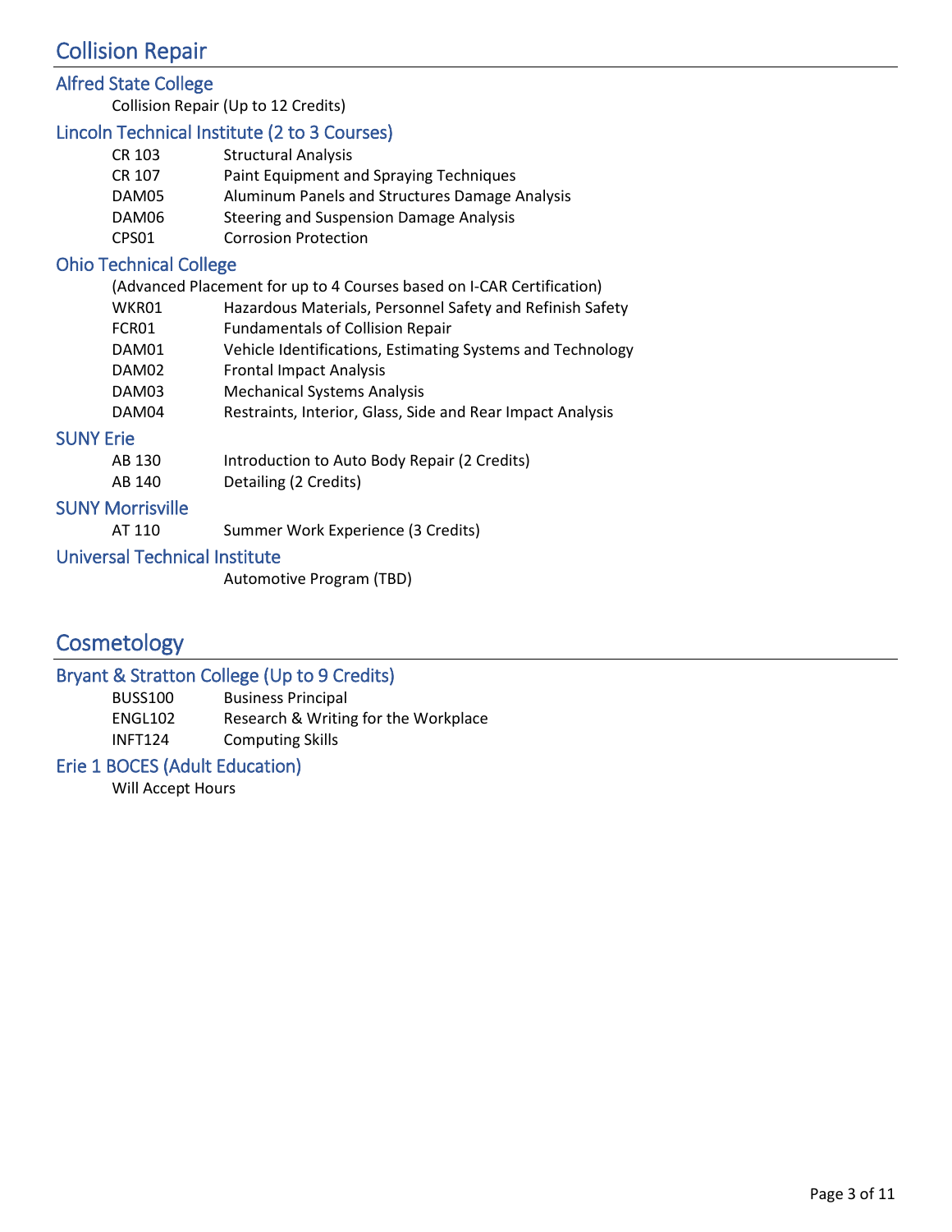# Collision Repair

## Alfred State College

Collision Repair (Up to 12 Credits)

## Lincoln Technical Institute (2 to 3 Courses)

| | |
|---|---|
| CR 103 | Structural Analysis |
| CR 107 | Paint Equipment and Spraying Techniques |
| DAM05 | Aluminum Panels and Structures Damage Analysis |
| DAM06 | Steering and Suspension Damage Analysis |
| CPS01 | Corrosion Protection |

## Ohio Technical College

(Advanced Placement for up to 4 Courses based on I-CAR Certification)

| | |
|---|---|
| WKR01 | Hazardous Materials, Personnel Safety and Refinish Safety |
| FCR01 | Fundamentals of Collision Repair |
| DAM01 | Vehicle Identifications, Estimating Systems and Technology |
| DAM02 | Frontal Impact Analysis |
| DAM03 | Mechanical Systems Analysis |
| DAM04 | Restraints, Interior, Glass, Side and Rear Impact Analysis |

## SUNY Erie

| | |
|---|---|
| AB 130 | Introduction to Auto Body Repair (2 Credits) |
| AB 140 | Detailing (2 Credits) |

## SUNY Morrisville

| | |
|---|---|
| AT 110 | Summer Work Experience (3 Credits) |

## Universal Technical Institute

Automotive Program (TBD)

# Cosmetology

## Bryant & Stratton College (Up to 9 Credits)

| | |
|---|---|
| BUSS100 | Business Principal |
| ENGL102 | Research & Writing for the Workplace |
| INFT124 | Computing Skills |

## Erie 1 BOCES (Adult Education)

Will Accept Hours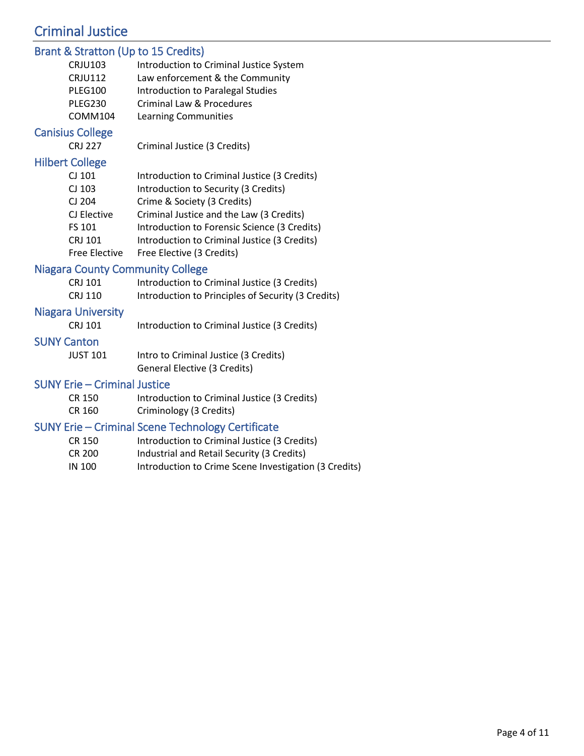# Criminal Justice

## Brant & Stratton (Up to 15 Credits)

| | |
|---|---|
| CRJU103 | Introduction to Criminal Justice System |
| CRJU112 | Law enforcement & the Community |
| PLEG100 | Introduction to Paralegal Studies |
| PLEG230 | Criminal Law & Procedures |
| COMM104 | Learning Communities |

## Canisius College

| | |
|---|---|
| CRJ 227 | Criminal Justice (3 Credits) |

## Hilbert College

| | |
|---|---|
| CJ 101 | Introduction to Criminal Justice (3 Credits) |
| CJ 103 | Introduction to Security (3 Credits) |
| CJ 204 | Crime & Society (3 Credits) |
| CJ Elective | Criminal Justice and the Law (3 Credits) |
| FS 101 | Introduction to Forensic Science (3 Credits) |
| CRJ 101 | Introduction to Criminal Justice (3 Credits) |
| Free Elective | Free Elective (3 Credits) |

## Niagara County Community College

| | |
|---|---|
| CRJ 101 | Introduction to Criminal Justice (3 Credits) |
| CRJ 110 | Introduction to Principles of Security (3 Credits) |

## Niagara University

| | |
|---|---|
| CRJ 101 | Introduction to Criminal Justice (3 Credits) |

## SUNY Canton

| | |
|---|---|
| JUST 101 | Intro to Criminal Justice (3 Credits) |
| | General Elective (3 Credits) |

## SUNY Erie – Criminal Justice

| | |
|---|---|
| CR 150 | Introduction to Criminal Justice (3 Credits) |
| CR 160 | Criminology (3 Credits) |

## SUNY Erie – Criminal Scene Technology Certificate

| | |
|---|---|
| CR 150 | Introduction to Criminal Justice (3 Credits) |
| CR 200 | Industrial and Retail Security (3 Credits) |
| IN 100 | Introduction to Crime Scene Investigation (3 Credits) |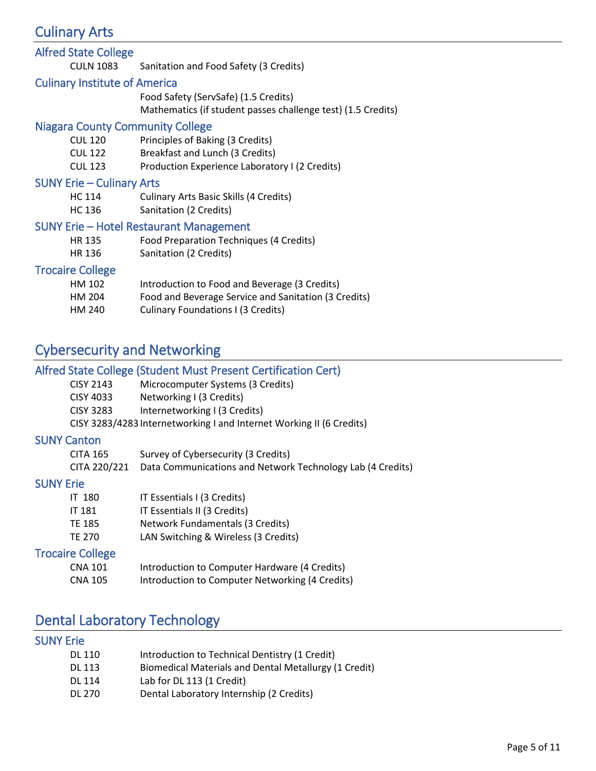# Culinary Arts

## Alfred State College

| | |
|---|---|
| CULN 1083 | Sanitation and Food Safety (3 Credits) |

## Culinary Institute of America

Food Safety (ServSafe) (1.5 Credits)
Mathematics (if student passes challenge test) (1.5 Credits)

## Niagara County Community College

| | |
|---|---|
| CUL 120 | Principles of Baking (3 Credits) |
| CUL 122 | Breakfast and Lunch (3 Credits) |
| CUL 123 | Production Experience Laboratory I (2 Credits) |

## SUNY Erie – Culinary Arts

| | |
|---|---|
| HC 114 | Culinary Arts Basic Skills (4 Credits) |
| HC 136 | Sanitation (2 Credits) |

## SUNY Erie – Hotel Restaurant Management

| | |
|---|---|
| HR 135 | Food Preparation Techniques (4 Credits) |
| HR 136 | Sanitation (2 Credits) |

## Trocaire College

| | |
|---|---|
| HM 102 | Introduction to Food and Beverage (3 Credits) |
| HM 204 | Food and Beverage Service and Sanitation (3 Credits) |
| HM 240 | Culinary Foundations I (3 Credits) |

# Cybersecurity and Networking

## Alfred State College (Student Must Present Certification Cert)

| | |
|---|---|
| CISY 2143 | Microcomputer Systems (3 Credits) |
| CISY 4033 | Networking I (3 Credits) |
| CISY 3283 | Internetworking I (3 Credits) |
| CISY 3283/4283 | Internetworking I and Internet Working II (6 Credits) |

## SUNY Canton

| | |
|---|---|
| CITA 165 | Survey of Cybersecurity (3 Credits) |
| CITA 220/221 | Data Communications and Network Technology Lab (4 Credits) |

## SUNY Erie

| | |
|---|---|
| IT 180 | IT Essentials I (3 Credits) |
| IT 181 | IT Essentials II (3 Credits) |
| TE 185 | Network Fundamentals (3 Credits) |
| TE 270 | LAN Switching & Wireless (3 Credits) |

## Trocaire College

| | |
|---|---|
| CNA 101 | Introduction to Computer Hardware (4 Credits) |
| CNA 105 | Introduction to Computer Networking (4 Credits) |

# Dental Laboratory Technology

## SUNY Erie

| | |
|---|---|
| DL 110 | Introduction to Technical Dentistry (1 Credit) |
| DL 113 | Biomedical Materials and Dental Metallurgy (1 Credit) |
| DL 114 | Lab for DL 113 (1 Credit) |
| DL 270 | Dental Laboratory Internship (2 Credits) |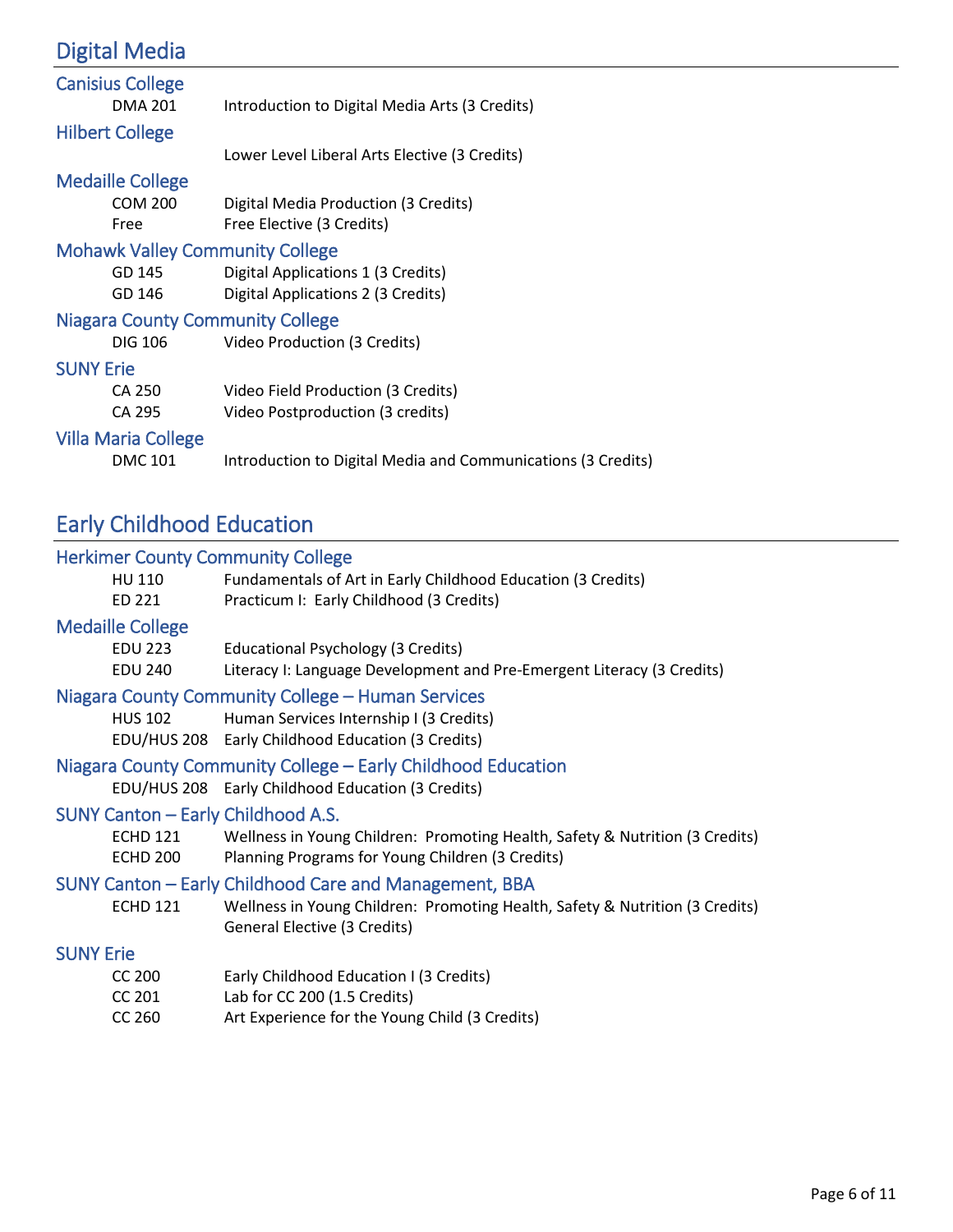## Digital Media

### Canisius College

| | |
|---|---|
| DMA 201 | Introduction to Digital Media Arts (3 Credits) |

### Hilbert College

| | |
|---|---|
| | Lower Level Liberal Arts Elective (3 Credits) |

### Medaille College

| | |
|---|---|
| COM 200 | Digital Media Production (3 Credits) |
| Free | Free Elective (3 Credits) |

### Mohawk Valley Community College

| | |
|---|---|
| GD 145 | Digital Applications 1 (3 Credits) |
| GD 146 | Digital Applications 2 (3 Credits) |

### Niagara County Community College

| | |
|---|---|
| DIG 106 | Video Production (3 Credits) |

### SUNY Erie

| | |
|---|---|
| CA 250 | Video Field Production (3 Credits) |
| CA 295 | Video Postproduction (3 credits) |

### Villa Maria College

| | |
|---|---|
| DMC 101 | Introduction to Digital Media and Communications (3 Credits) |

## Early Childhood Education

### Herkimer County Community College

| | |
|---|---|
| HU 110 | Fundamentals of Art in Early Childhood Education (3 Credits) |
| ED 221 | Practicum I: Early Childhood (3 Credits) |

### Medaille College

| | |
|---|---|
| EDU 223 | Educational Psychology (3 Credits) |
| EDU 240 | Literacy I: Language Development and Pre-Emergent Literacy (3 Credits) |

### Niagara County Community College – Human Services

| | |
|---|---|
| HUS 102 | Human Services Internship I (3 Credits) |
| EDU/HUS 208 | Early Childhood Education (3 Credits) |

### Niagara County Community College – Early Childhood Education

| | |
|---|---|
| EDU/HUS 208 | Early Childhood Education (3 Credits) |

### SUNY Canton – Early Childhood A.S.

| | |
|---|---|
| ECHD 121 | Wellness in Young Children: Promoting Health, Safety & Nutrition (3 Credits) |
| ECHD 200 | Planning Programs for Young Children (3 Credits) |

### SUNY Canton – Early Childhood Care and Management, BBA

| | |
|---|---|
| ECHD 121 | Wellness in Young Children: Promoting Health, Safety & Nutrition (3 Credits) |
| | General Elective (3 Credits) |

### SUNY Erie

| | |
|---|---|
| CC 200 | Early Childhood Education I (3 Credits) |
| CC 201 | Lab for CC 200 (1.5 Credits) |
| CC 260 | Art Experience for the Young Child (3 Credits) |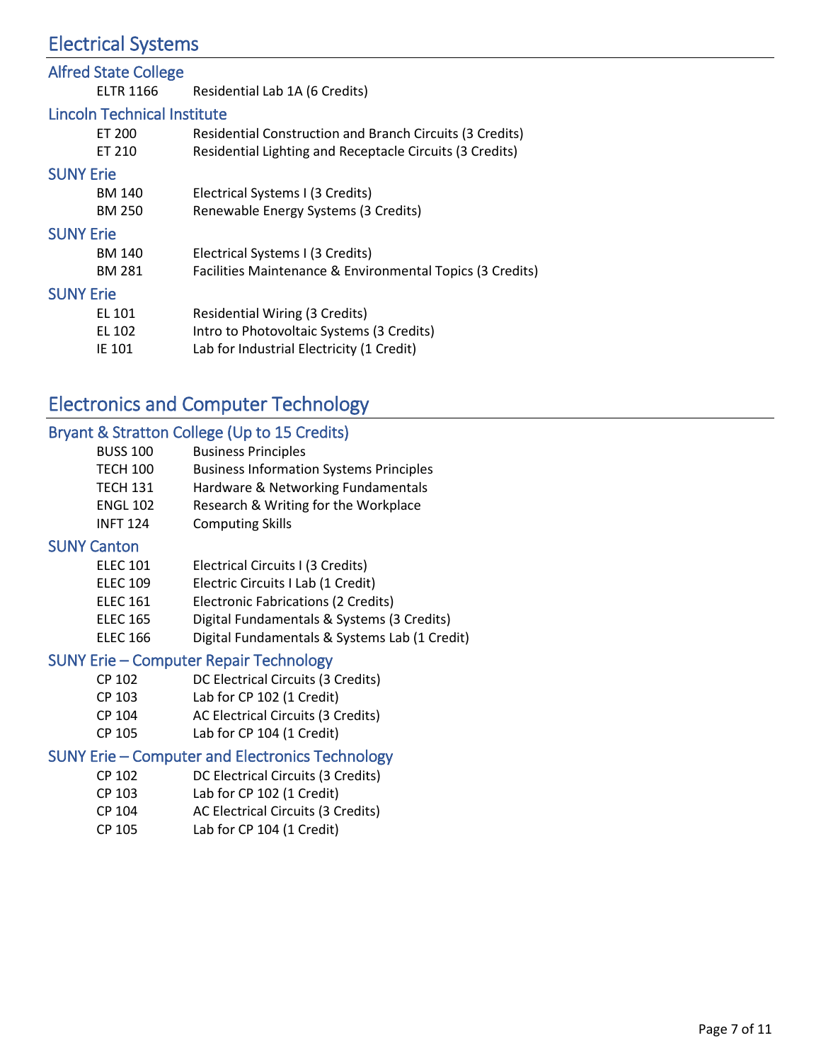# Electrical Systems

## Alfred State College

| | |
|---|---|
| ELTR 1166 | Residential Lab 1A (6 Credits) |

## Lincoln Technical Institute

| | |
|---|---|
| ET 200 | Residential Construction and Branch Circuits (3 Credits) |
| ET 210 | Residential Lighting and Receptacle Circuits (3 Credits) |

## SUNY Erie

| | |
|---|---|
| BM 140 | Electrical Systems I (3 Credits) |
| BM 250 | Renewable Energy Systems (3 Credits) |

## SUNY Erie

| | |
|---|---|
| BM 140 | Electrical Systems I (3 Credits) |
| BM 281 | Facilities Maintenance & Environmental Topics (3 Credits) |

## SUNY Erie

| | |
|---|---|
| EL 101 | Residential Wiring (3 Credits) |
| EL 102 | Intro to Photovoltaic Systems (3 Credits) |
| IE 101 | Lab for Industrial Electricity (1 Credit) |

# Electronics and Computer Technology

## Bryant & Stratton College (Up to 15 Credits)

| | |
|---|---|
| BUSS 100 | Business Principles |
| TECH 100 | Business Information Systems Principles |
| TECH 131 | Hardware & Networking Fundamentals |
| ENGL 102 | Research & Writing for the Workplace |
| INFT 124 | Computing Skills |

## SUNY Canton

| | |
|---|---|
| ELEC 101 | Electrical Circuits I (3 Credits) |
| ELEC 109 | Electric Circuits I Lab (1 Credit) |
| ELEC 161 | Electronic Fabrications (2 Credits) |
| ELEC 165 | Digital Fundamentals & Systems (3 Credits) |
| ELEC 166 | Digital Fundamentals & Systems Lab (1 Credit) |

## SUNY Erie – Computer Repair Technology

| | |
|---|---|
| CP 102 | DC Electrical Circuits (3 Credits) |
| CP 103 | Lab for CP 102 (1 Credit) |
| CP 104 | AC Electrical Circuits (3 Credits) |
| CP 105 | Lab for CP 104 (1 Credit) |

## SUNY Erie – Computer and Electronics Technology

| | |
|---|---|
| CP 102 | DC Electrical Circuits (3 Credits) |
| CP 103 | Lab for CP 102 (1 Credit) |
| CP 104 | AC Electrical Circuits (3 Credits) |
| CP 105 | Lab for CP 104 (1 Credit) |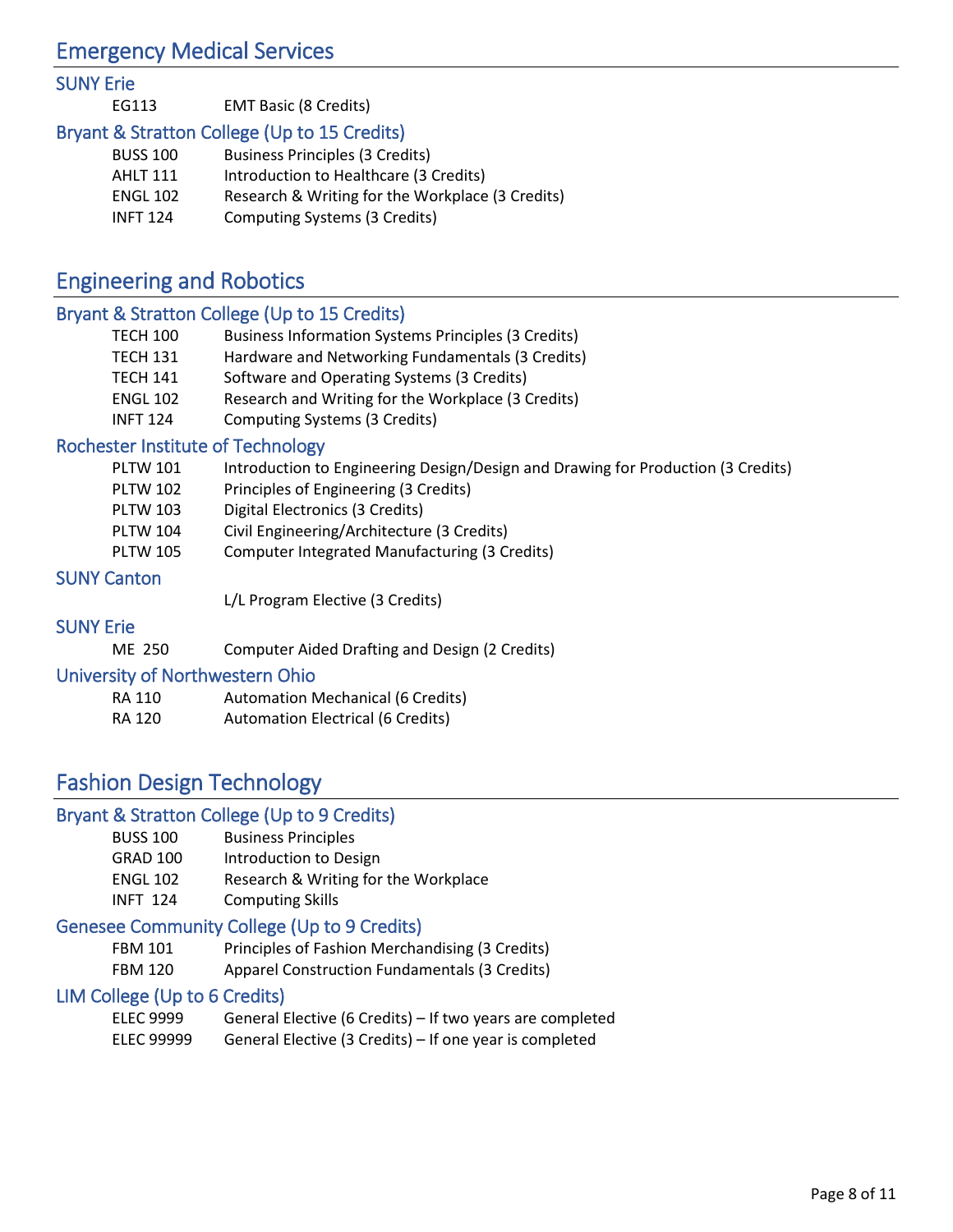## Emergency Medical Services

### SUNY Erie

| | |
|---|---|
| EG113 | EMT Basic (8 Credits) |

### Bryant & Stratton College (Up to 15 Credits)

| | |
|---|---|
| BUSS 100 | Business Principles (3 Credits) |
| AHLT 111 | Introduction to Healthcare (3 Credits) |
| ENGL 102 | Research & Writing for the Workplace (3 Credits) |
| INFT 124 | Computing Systems (3 Credits) |

## Engineering and Robotics

### Bryant & Stratton College (Up to 15 Credits)

| | |
|---|---|
| TECH 100 | Business Information Systems Principles (3 Credits) |
| TECH 131 | Hardware and Networking Fundamentals (3 Credits) |
| TECH 141 | Software and Operating Systems (3 Credits) |
| ENGL 102 | Research and Writing for the Workplace (3 Credits) |
| INFT 124 | Computing Systems (3 Credits) |

### Rochester Institute of Technology

| | |
|---|---|
| PLTW 101 | Introduction to Engineering Design/Design and Drawing for Production (3 Credits) |
| PLTW 102 | Principles of Engineering (3 Credits) |
| PLTW 103 | Digital Electronics (3 Credits) |
| PLTW 104 | Civil Engineering/Architecture (3 Credits) |
| PLTW 105 | Computer Integrated Manufacturing (3 Credits) |

### SUNY Canton

| | |
|---|---|
| | L/L Program Elective (3 Credits) |

### SUNY Erie

| | |
|---|---|
| ME 250 | Computer Aided Drafting and Design (2 Credits) |

### University of Northwestern Ohio

| | |
|---|---|
| RA 110 | Automation Mechanical (6 Credits) |
| RA 120 | Automation Electrical (6 Credits) |

## Fashion Design Technology

### Bryant & Stratton College (Up to 9 Credits)

| | |
|---|---|
| BUSS 100 | Business Principles |
| GRAD 100 | Introduction to Design |
| ENGL 102 | Research & Writing for the Workplace |
| INFT 124 | Computing Skills |

### Genesee Community College (Up to 9 Credits)

| | |
|---|---|
| FBM 101 | Principles of Fashion Merchandising (3 Credits) |
| FBM 120 | Apparel Construction Fundamentals (3 Credits) |

### LIM College (Up to 6 Credits)

| | |
|---|---|
| ELEC 9999 | General Elective (6 Credits) – If two years are completed |
| ELEC 99999 | General Elective (3 Credits) – If one year is completed |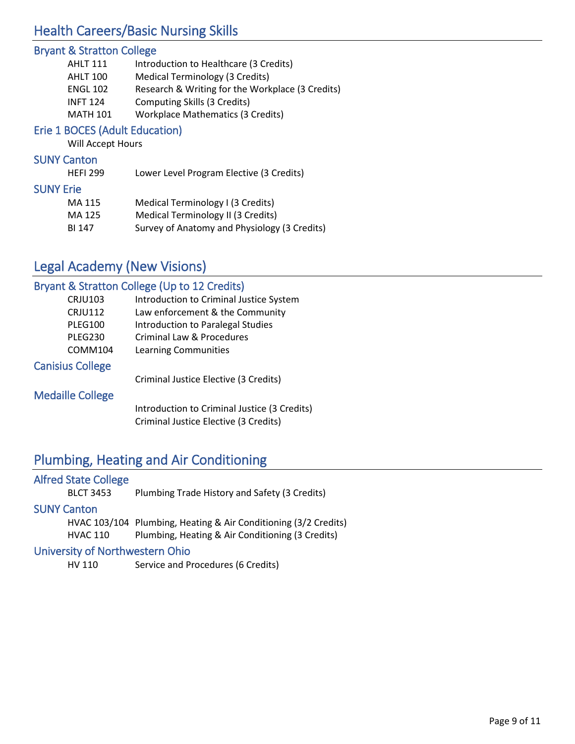## Health Careers/Basic Nursing Skills

### Bryant & Stratton College

| | |
|---|---|
| AHLT 111 | Introduction to Healthcare (3 Credits) |
| AHLT 100 | Medical Terminology (3 Credits) |
| ENGL 102 | Research & Writing for the Workplace (3 Credits) |
| INFT 124 | Computing Skills (3 Credits) |
| MATH 101 | Workplace Mathematics (3 Credits) |

### Erie 1 BOCES (Adult Education)

Will Accept Hours

### SUNY Canton

| | |
|---|---|
| HEFI 299 | Lower Level Program Elective (3 Credits) |

### SUNY Erie

| | |
|---|---|
| MA 115 | Medical Terminology I (3 Credits) |
| MA 125 | Medical Terminology II (3 Credits) |
| BI 147 | Survey of Anatomy and Physiology (3 Credits) |

## Legal Academy (New Visions)

### Bryant & Stratton College (Up to 12 Credits)

| | |
|---|---|
| CRJU103 | Introduction to Criminal Justice System |
| CRJU112 | Law enforcement & the Community |
| PLEG100 | Introduction to Paralegal Studies |
| PLEG230 | Criminal Law & Procedures |
| COMM104 | Learning Communities |

### Canisius College

Criminal Justice Elective (3 Credits)

### Medaille College

Introduction to Criminal Justice (3 Credits)
Criminal Justice Elective (3 Credits)

## Plumbing, Heating and Air Conditioning

### Alfred State College

| | |
|---|---|
| BLCT 3453 | Plumbing Trade History and Safety (3 Credits) |

### SUNY Canton

| | |
|---|---|
| HVAC 103/104 | Plumbing, Heating & Air Conditioning (3/2 Credits) |
| HVAC 110 | Plumbing, Heating & Air Conditioning (3 Credits) |

### University of Northwestern Ohio

| | |
|---|---|
| HV 110 | Service and Procedures (6 Credits) |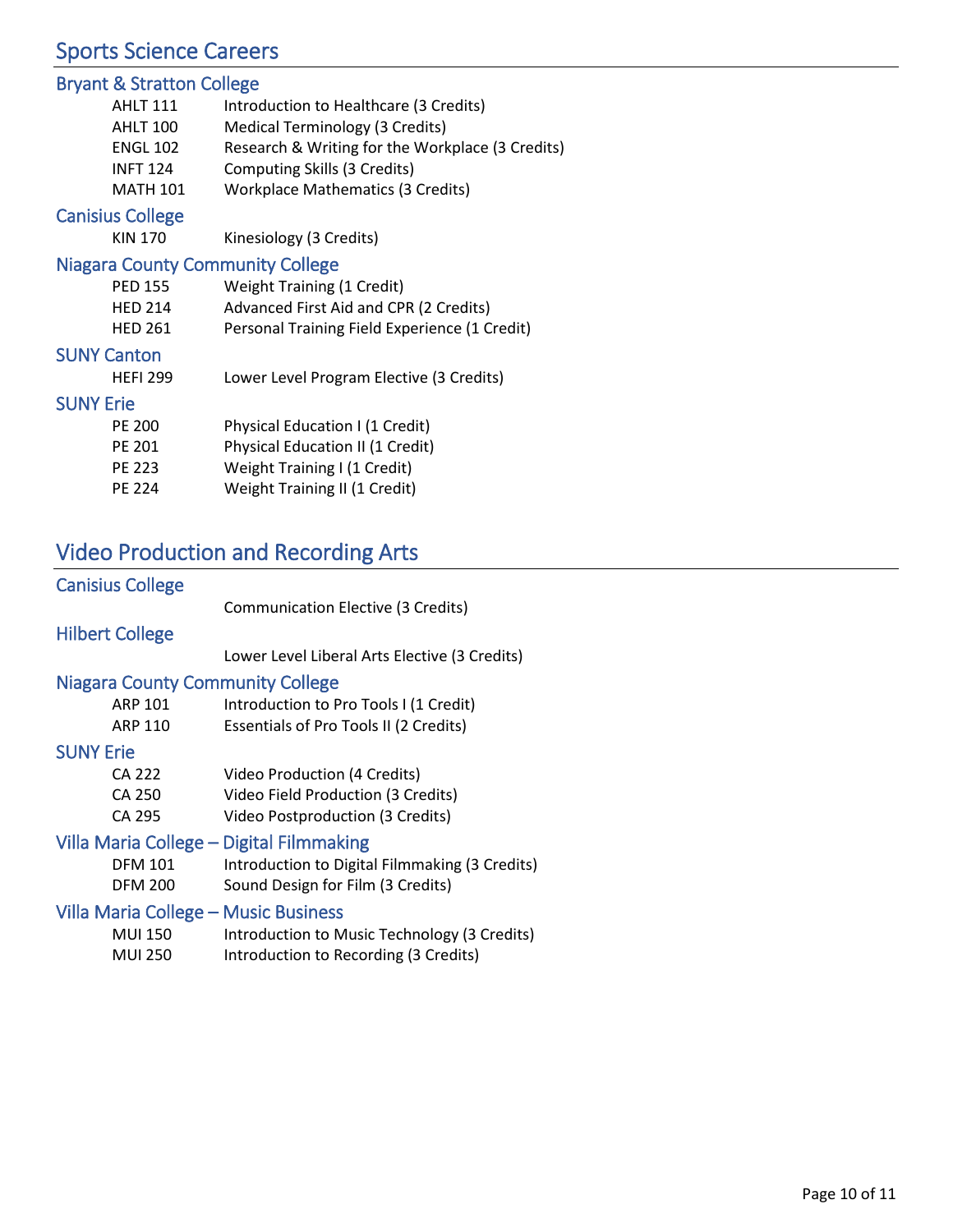## Sports Science Careers

### Bryant & Stratton College

| | |
|---|---|
| AHLT 111 | Introduction to Healthcare (3 Credits) |
| AHLT 100 | Medical Terminology (3 Credits) |
| ENGL 102 | Research & Writing for the Workplace (3 Credits) |
| INFT 124 | Computing Skills (3 Credits) |
| MATH 101 | Workplace Mathematics (3 Credits) |

### Canisius College

| | |
|---|---|
| KIN 170 | Kinesiology (3 Credits) |

### Niagara County Community College

| | |
|---|---|
| PED 155 | Weight Training (1 Credit) |
| HED 214 | Advanced First Aid and CPR (2 Credits) |
| HED 261 | Personal Training Field Experience (1 Credit) |

### SUNY Canton

| | |
|---|---|
| HEFI 299 | Lower Level Program Elective (3 Credits) |

### SUNY Erie

| | |
|---|---|
| PE 200 | Physical Education I (1 Credit) |
| PE 201 | Physical Education II (1 Credit) |
| PE 223 | Weight Training I (1 Credit) |
| PE 224 | Weight Training II (1 Credit) |

## Video Production and Recording Arts

### Canisius College

Communication Elective (3 Credits)

### Hilbert College

Lower Level Liberal Arts Elective (3 Credits)

### Niagara County Community College

| | |
|---|---|
| ARP 101 | Introduction to Pro Tools I (1 Credit) |
| ARP 110 | Essentials of Pro Tools II (2 Credits) |

### SUNY Erie

| | |
|---|---|
| CA 222 | Video Production (4 Credits) |
| CA 250 | Video Field Production (3 Credits) |
| CA 295 | Video Postproduction (3 Credits) |

### Villa Maria College – Digital Filmmaking

| | |
|---|---|
| DFM 101 | Introduction to Digital Filmmaking (3 Credits) |
| DFM 200 | Sound Design for Film (3 Credits) |

### Villa Maria College – Music Business

| | |
|---|---|
| MUI 150 | Introduction to Music Technology (3 Credits) |
| MUI 250 | Introduction to Recording (3 Credits) |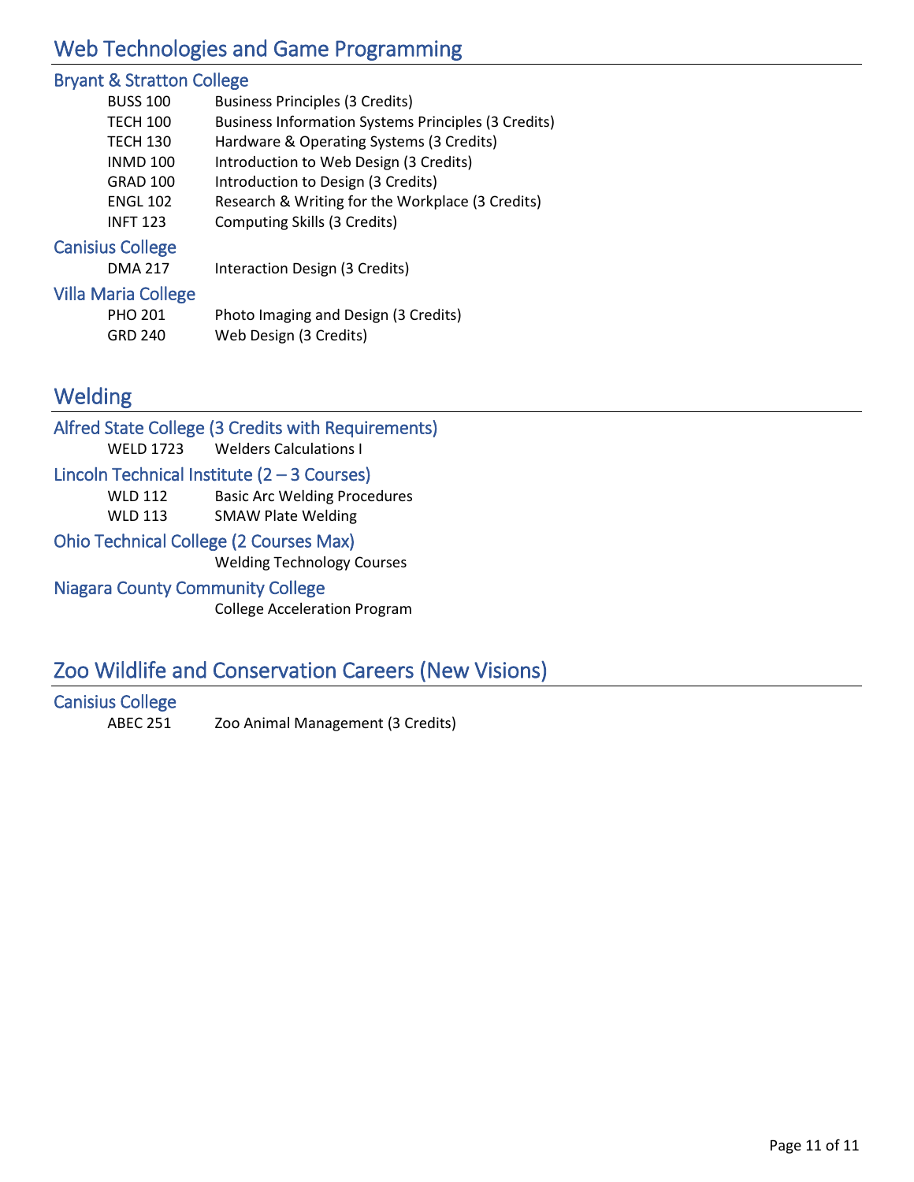## Web Technologies and Game Programming

### Bryant & Stratton College

| | |
|---|---|
| BUSS 100 | Business Principles (3 Credits) |
| TECH 100 | Business Information Systems Principles (3 Credits) |
| TECH 130 | Hardware & Operating Systems (3 Credits) |
| INMD 100 | Introduction to Web Design (3 Credits) |
| GRAD 100 | Introduction to Design (3 Credits) |
| ENGL 102 | Research & Writing for the Workplace (3 Credits) |
| INFT 123 | Computing Skills (3 Credits) |

### Canisius College

| | |
|---|---|
| DMA 217 | Interaction Design (3 Credits) |

### Villa Maria College

| | |
|---|---|
| PHO 201 | Photo Imaging and Design (3 Credits) |
| GRD 240 | Web Design (3 Credits) |

## Welding

### Alfred State College (3 Credits with Requirements)

| | |
|---|---|
| WELD 1723 | Welders Calculations I |

### Lincoln Technical Institute (2 – 3 Courses)

| | |
|---|---|
| WLD 112 | Basic Arc Welding Procedures |
| WLD 113 | SMAW Plate Welding |

### Ohio Technical College (2 Courses Max)

Welding Technology Courses

### Niagara County Community College

College Acceleration Program

## Zoo Wildlife and Conservation Careers (New Visions)

### Canisius College

| | |
|---|---|
| ABEC 251 | Zoo Animal Management (3 Credits) |